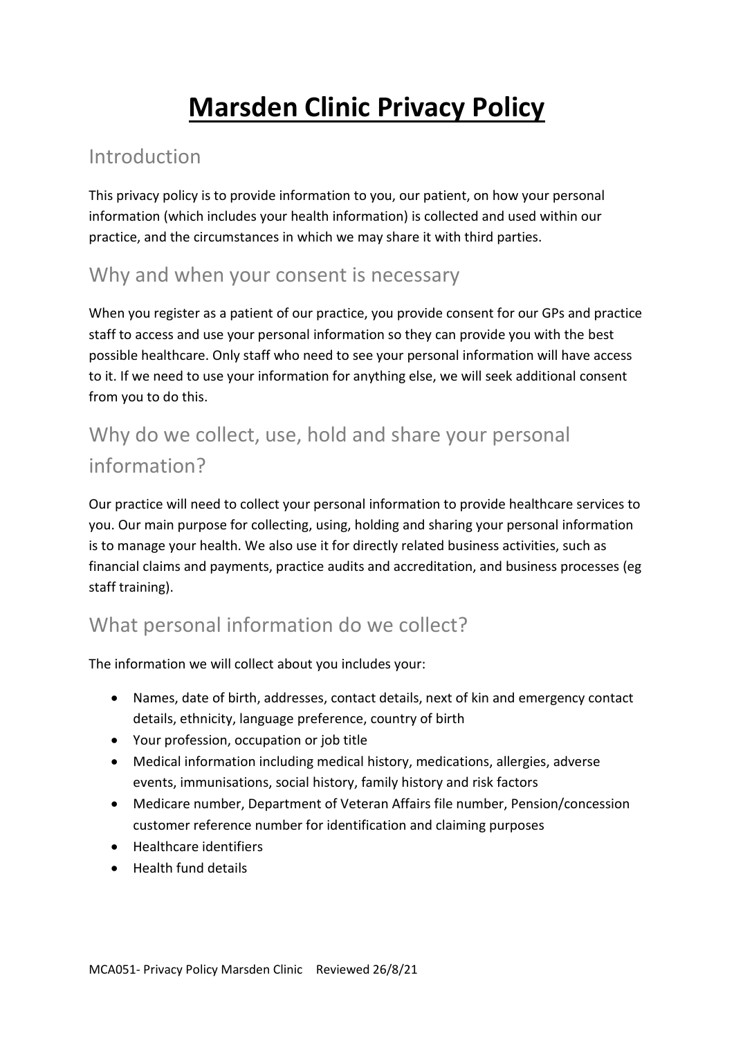# Marsden Clinic Privacy Policy

## Introduction

This privacy policy is to provide information to you, our patient, on how your personal information (which includes your health information) is collected and used within our practice, and the circumstances in which we may share it with third parties.

## Why and when your consent is necessary

When you register as a patient of our practice, you provide consent for our GPs and practice staff to access and use your personal information so they can provide you with the best possible healthcare. Only staff who need to see your personal information will have access to it. If we need to use your information for anything else, we will seek additional consent from you to do this.

## Why do we collect, use, hold and share your personal information?

Our practice will need to collect your personal information to provide healthcare services to you. Our main purpose for collecting, using, holding and sharing your personal information is to manage your health. We also use it for directly related business activities, such as financial claims and payments, practice audits and accreditation, and business processes (eg staff training).

## What personal information do we collect?

The information we will collect about you includes your:

- Names, date of birth, addresses, contact details, next of kin and emergency contact details, ethnicity, language preference, country of birth
- Your profession, occupation or job title
- Medical information including medical history, medications, allergies, adverse events, immunisations, social history, family history and risk factors
- Medicare number, Department of Veteran Affairs file number, Pension/concession customer reference number for identification and claiming purposes
- Healthcare identifiers
- Health fund details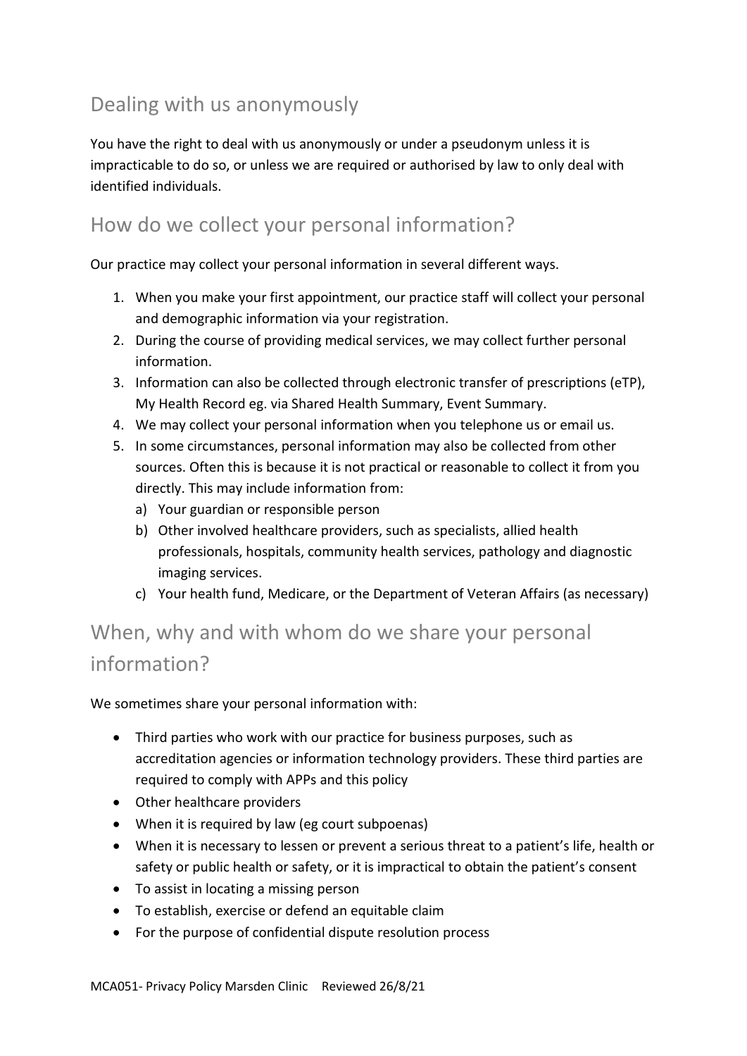## Dealing with us anonymously

You have the right to deal with us anonymously or under a pseudonym unless it is impracticable to do so, or unless we are required or authorised by law to only deal with identified individuals.

## How do we collect your personal information?

Our practice may collect your personal information in several different ways.

1. When you make your first appointment, our practice staff will collect your personal and demographic information via your registration.
2. During the course of providing medical services, we may collect further personal information.
3. Information can also be collected through electronic transfer of prescriptions (eTP), My Health Record eg. via Shared Health Summary, Event Summary.
4. We may collect your personal information when you telephone us or email us.
5. In some circumstances, personal information may also be collected from other sources. Often this is because it is not practical or reasonable to collect it from you directly. This may include information from:
   a) Your guardian or responsible person
   b) Other involved healthcare providers, such as specialists, allied health professionals, hospitals, community health services, pathology and diagnostic imaging services.
   c) Your health fund, Medicare, or the Department of Veteran Affairs (as necessary)

## When, why and with whom do we share your personal information?

We sometimes share your personal information with:

- Third parties who work with our practice for business purposes, such as accreditation agencies or information technology providers. These third parties are required to comply with APPs and this policy
- Other healthcare providers
- When it is required by law (eg court subpoenas)
- When it is necessary to lessen or prevent a serious threat to a patient's life, health or safety or public health or safety, or it is impractical to obtain the patient's consent
- To assist in locating a missing person
- To establish, exercise or defend an equitable claim
- For the purpose of confidential dispute resolution process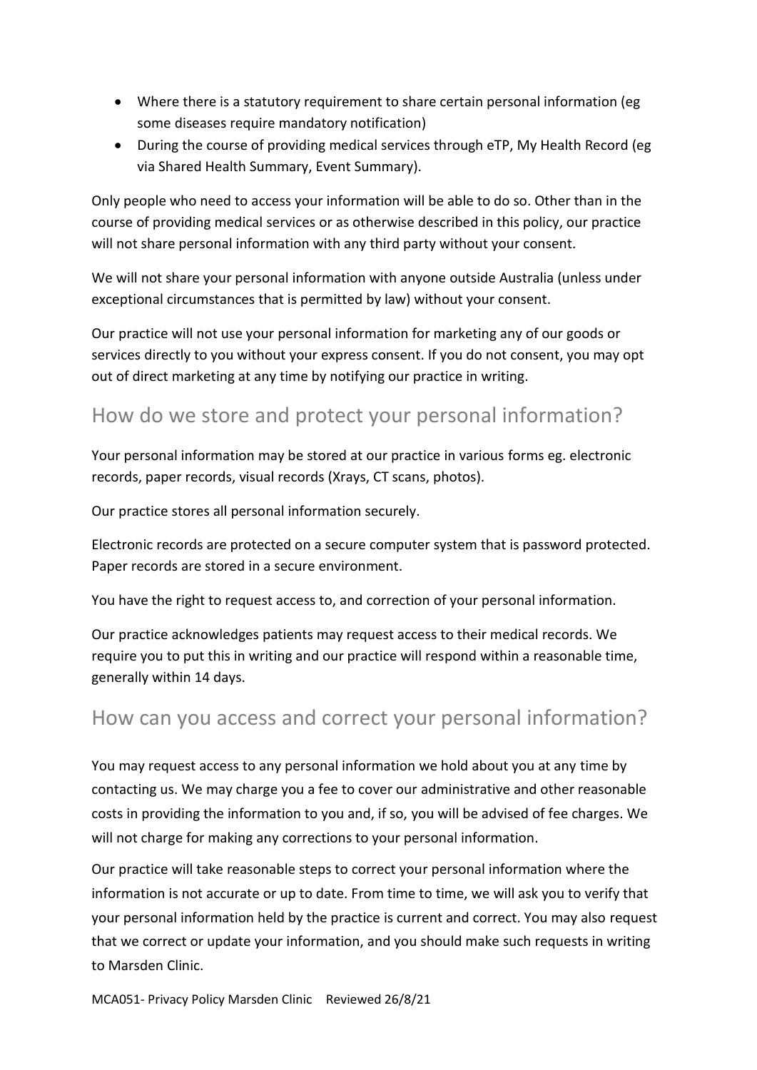- Where there is a statutory requirement to share certain personal information (eg some diseases require mandatory notification)
- During the course of providing medical services through eTP, My Health Record (eg via Shared Health Summary, Event Summary).

Only people who need to access your information will be able to do so. Other than in the course of providing medical services or as otherwise described in this policy, our practice will not share personal information with any third party without your consent.

We will not share your personal information with anyone outside Australia (unless under exceptional circumstances that is permitted by law) without your consent.

Our practice will not use your personal information for marketing any of our goods or services directly to you without your express consent. If you do not consent, you may opt out of direct marketing at any time by notifying our practice in writing.

## How do we store and protect your personal information?

Your personal information may be stored at our practice in various forms eg. electronic records, paper records, visual records (Xrays, CT scans, photos).

Our practice stores all personal information securely.

Electronic records are protected on a secure computer system that is password protected. Paper records are stored in a secure environment.

You have the right to request access to, and correction of your personal information.

Our practice acknowledges patients may request access to their medical records. We require you to put this in writing and our practice will respond within a reasonable time, generally within 14 days.

## How can you access and correct your personal information?

You may request access to any personal information we hold about you at any time by contacting us. We may charge you a fee to cover our administrative and other reasonable costs in providing the information to you and, if so, you will be advised of fee charges. We will not charge for making any corrections to your personal information.

Our practice will take reasonable steps to correct your personal information where the information is not accurate or up to date. From time to time, we will ask you to verify that your personal information held by the practice is current and correct. You may also request that we correct or update your information, and you should make such requests in writing to Marsden Clinic.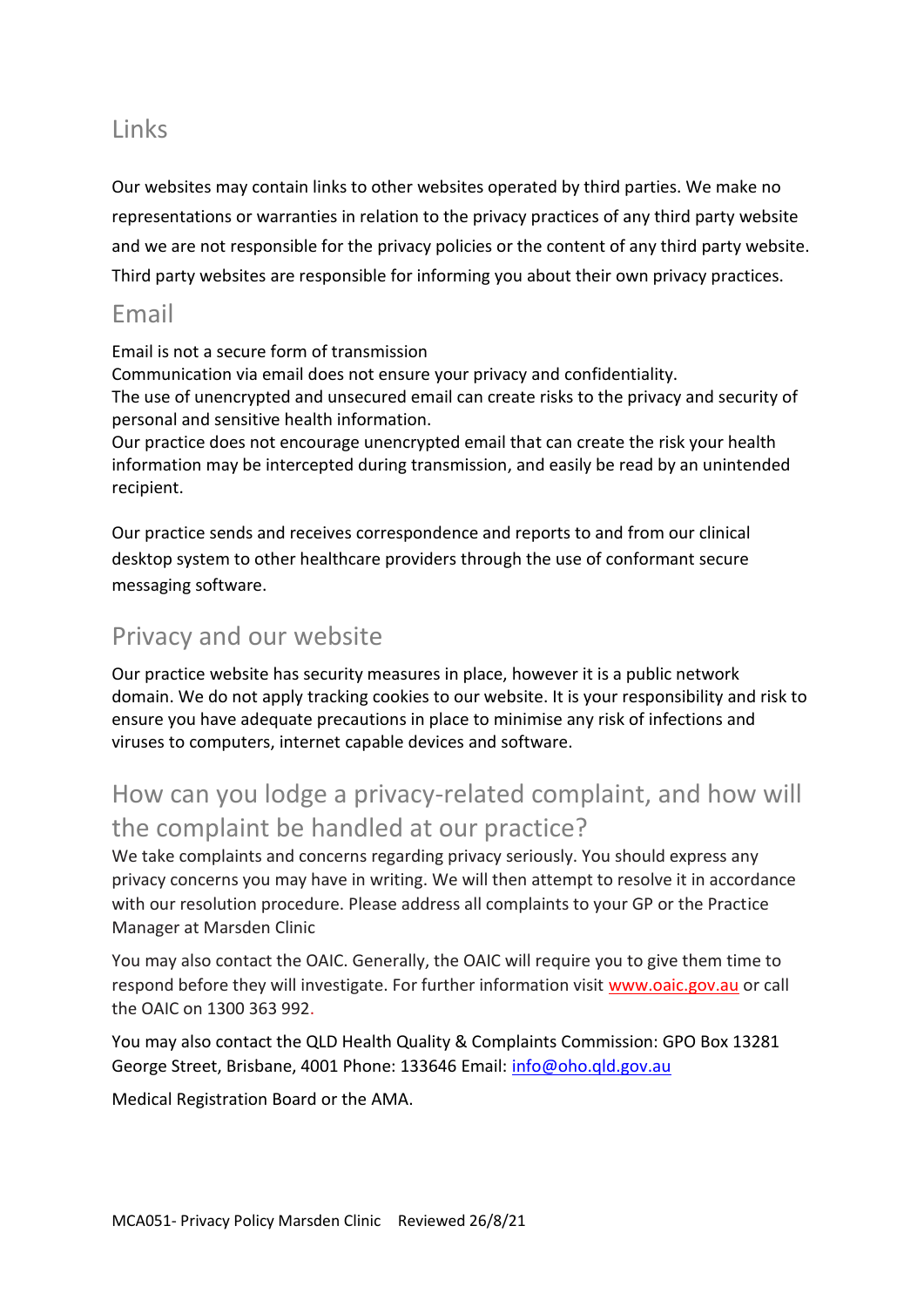## Links

Our websites may contain links to other websites operated by third parties. We make no representations or warranties in relation to the privacy practices of any third party website and we are not responsible for the privacy policies or the content of any third party website. Third party websites are responsible for informing you about their own privacy practices.

## Email

Email is not a secure form of transmission
Communication via email does not ensure your privacy and confidentiality.
The use of unencrypted and unsecured email can create risks to the privacy and security of personal and sensitive health information.
Our practice does not encourage unencrypted email that can create the risk your health information may be intercepted during transmission, and easily be read by an unintended recipient.

Our practice sends and receives correspondence and reports to and from our clinical desktop system to other healthcare providers through the use of conformant secure messaging software.

## Privacy and our website

Our practice website has security measures in place, however it is a public network domain. We do not apply tracking cookies to our website. It is your responsibility and risk to ensure you have adequate precautions in place to minimise any risk of infections and viruses to computers, internet capable devices and software.

## How can you lodge a privacy-related complaint, and how will the complaint be handled at our practice?

We take complaints and concerns regarding privacy seriously. You should express any privacy concerns you may have in writing. We will then attempt to resolve it in accordance with our resolution procedure. Please address all complaints to your GP or the Practice Manager at Marsden Clinic

You may also contact the OAIC. Generally, the OAIC will require you to give them time to respond before they will investigate. For further information visit www.oaic.gov.au or call the OAIC on 1300 363 992.

You may also contact the QLD Health Quality & Complaints Commission: GPO Box 13281 George Street, Brisbane, 4001 Phone: 133646 Email: info@oho.qld.gov.au

Medical Registration Board or the AMA.

MCA051- Privacy Policy Marsden Clinic Reviewed 26/8/21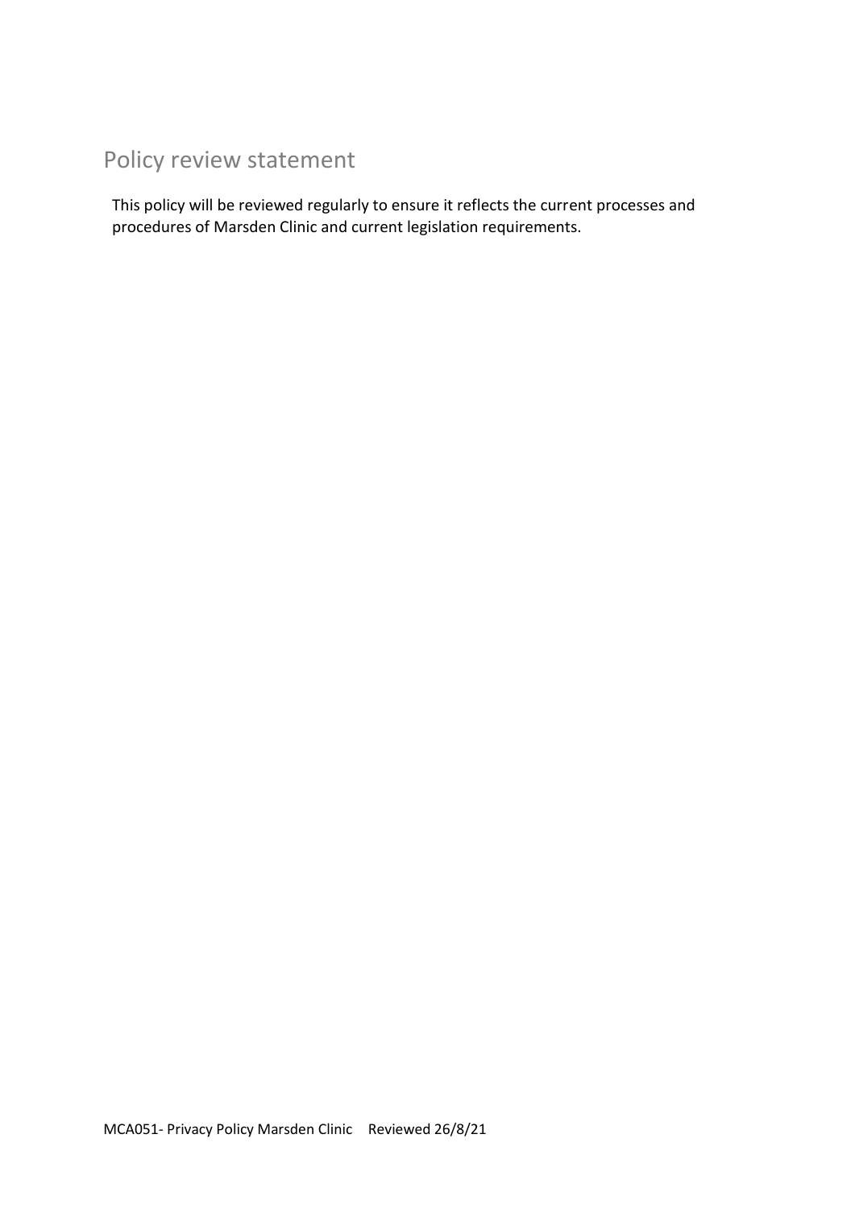## Policy review statement

This policy will be reviewed regularly to ensure it reflects the current processes and procedures of Marsden Clinic and current legislation requirements.